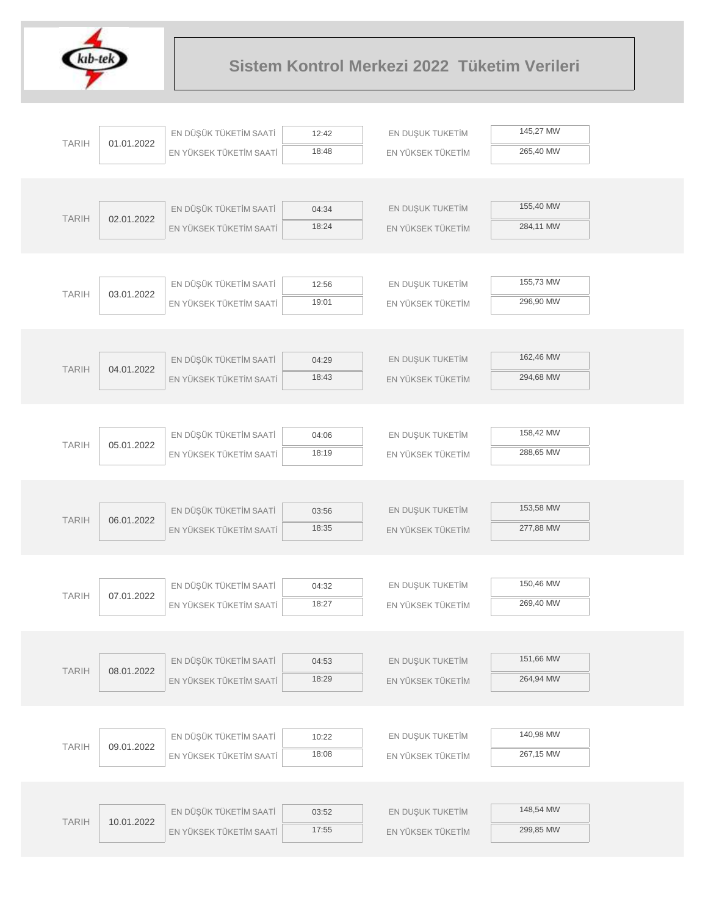# Sistem Kontrol Merkezi 2022 Tüketim Verileri

| TARIH | | | | | |
|---|---|---|---|---|---|
| TARIH | 01.01.2022 | EN DÜŞÜK TÜKETİM SAATİ | 12:42 | EN DUŞUK TUKETİM | 145,27 MW |
| | | EN YÜKSEK TÜKETİM SAATİ | 18:48 | EN YÜKSEK TÜKETİM | 265,40 MW |
| TARIH | 02.01.2022 | EN DÜŞÜK TÜKETİM SAATİ | 04:34 | EN DUŞUK TUKETİM | 155,40 MW |
| | | EN YÜKSEK TÜKETİM SAATİ | 18:24 | EN YÜKSEK TÜKETİM | 284,11 MW |
| TARIH | 03.01.2022 | EN DÜŞÜK TÜKETİM SAATİ | 12:56 | EN DUŞUK TUKETİM | 155,73 MW |
| | | EN YÜKSEK TÜKETİM SAATİ | 19:01 | EN YÜKSEK TÜKETİM | 296,90 MW |
| TARIH | 04.01.2022 | EN DÜŞÜK TÜKETİM SAATİ | 04:29 | EN DUŞUK TUKETİM | 162,46 MW |
| | | EN YÜKSEK TÜKETİM SAATİ | 18:43 | EN YÜKSEK TÜKETİM | 294,68 MW |
| TARIH | 05.01.2022 | EN DÜŞÜK TÜKETİM SAATİ | 04:06 | EN DUŞUK TUKETİM | 158,42 MW |
| | | EN YÜKSEK TÜKETİM SAATİ | 18:19 | EN YÜKSEK TÜKETİM | 288,65 MW |
| TARIH | 06.01.2022 | EN DÜŞÜK TÜKETİM SAATİ | 03:56 | EN DUŞUK TUKETİM | 153,58 MW |
| | | EN YÜKSEK TÜKETİM SAATİ | 18:35 | EN YÜKSEK TÜKETİM | 277,88 MW |
| TARIH | 07.01.2022 | EN DÜŞÜK TÜKETİM SAATİ | 04:32 | EN DUŞUK TUKETİM | 150,46 MW |
| | | EN YÜKSEK TÜKETİM SAATİ | 18:27 | EN YÜKSEK TÜKETİM | 269,40 MW |
| TARIH | 08.01.2022 | EN DÜŞÜK TÜKETİM SAATİ | 04:53 | EN DUŞUK TUKETİM | 151,66 MW |
| | | EN YÜKSEK TÜKETİM SAATİ | 18:29 | EN YÜKSEK TÜKETİM | 264,94 MW |
| TARIH | 09.01.2022 | EN DÜŞÜK TÜKETİM SAATİ | 10:22 | EN DUŞUK TUKETİM | 140,98 MW |
| | | EN YÜKSEK TÜKETİM SAATİ | 18:08 | EN YÜKSEK TÜKETİM | 267,15 MW |
| TARIH | 10.01.2022 | EN DÜŞÜK TÜKETİM SAATİ | 03:52 | EN DUŞUK TUKETİM | 148,54 MW |
| | | EN YÜKSEK TÜKETİM SAATİ | 17:55 | EN YÜKSEK TÜKETİM | 299,85 MW |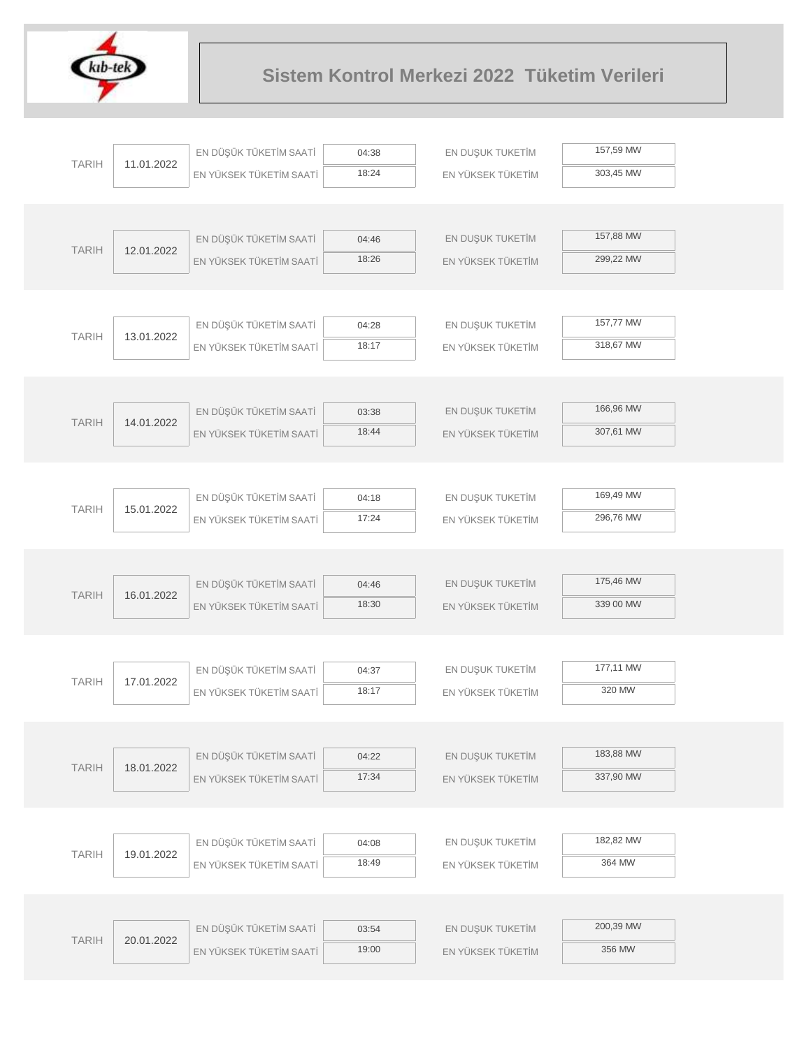# Sistem Kontrol Merkezi 2022 Tüketim Verileri

| TARIH | | | | | |
|---|---|---|---|---|---|
| TARIH | 11.01.2022 | EN DÜŞÜK TÜKETİM SAATİ | 04:38 | EN DUŞUK TUKETİM | 157,59 MW |
| | | EN YÜKSEK TÜKETİM SAATİ | 18:24 | EN YÜKSEK TÜKETİM | 303,45 MW |
| TARIH | 12.01.2022 | EN DÜŞÜK TÜKETİM SAATİ | 04:46 | EN DUŞUK TUKETİM | 157,88 MW |
| | | EN YÜKSEK TÜKETİM SAATİ | 18:26 | EN YÜKSEK TÜKETİM | 299,22 MW |
| TARIH | 13.01.2022 | EN DÜŞÜK TÜKETİM SAATİ | 04:28 | EN DUŞUK TUKETİM | 157,77 MW |
| | | EN YÜKSEK TÜKETİM SAATİ | 18:17 | EN YÜKSEK TÜKETİM | 318,67 MW |
| TARIH | 14.01.2022 | EN DÜŞÜK TÜKETİM SAATİ | 03:38 | EN DUŞUK TUKETİM | 166,96 MW |
| | | EN YÜKSEK TÜKETİM SAATİ | 18:44 | EN YÜKSEK TÜKETİM | 307,61 MW |
| TARIH | 15.01.2022 | EN DÜŞÜK TÜKETİM SAATİ | 04:18 | EN DUŞUK TUKETİM | 169,49 MW |
| | | EN YÜKSEK TÜKETİM SAATİ | 17:24 | EN YÜKSEK TÜKETİM | 296,76 MW |
| TARIH | 16.01.2022 | EN DÜŞÜK TÜKETİM SAATİ | 04:46 | EN DUŞUK TUKETİM | 175,46 MW |
| | | EN YÜKSEK TÜKETİM SAATİ | 18:30 | EN YÜKSEK TÜKETİM | 339 00 MW |
| TARIH | 17.01.2022 | EN DÜŞÜK TÜKETİM SAATİ | 04:37 | EN DUŞUK TUKETİM | 177,11 MW |
| | | EN YÜKSEK TÜKETİM SAATİ | 18:17 | EN YÜKSEK TÜKETİM | 320 MW |
| TARIH | 18.01.2022 | EN DÜŞÜK TÜKETİM SAATİ | 04:22 | EN DUŞUK TUKETİM | 183,88 MW |
| | | EN YÜKSEK TÜKETİM SAATİ | 17:34 | EN YÜKSEK TÜKETİM | 337,90 MW |
| TARIH | 19.01.2022 | EN DÜŞÜK TÜKETİM SAATİ | 04:08 | EN DUŞUK TUKETİM | 182,82 MW |
| | | EN YÜKSEK TÜKETİM SAATİ | 18:49 | EN YÜKSEK TÜKETİM | 364 MW |
| TARIH | 20.01.2022 | EN DÜŞÜK TÜKETİM SAATİ | 03:54 | EN DUŞUK TUKETİM | 200,39 MW |
| | | EN YÜKSEK TÜKETİM SAATİ | 19:00 | EN YÜKSEK TÜKETİM | 356 MW |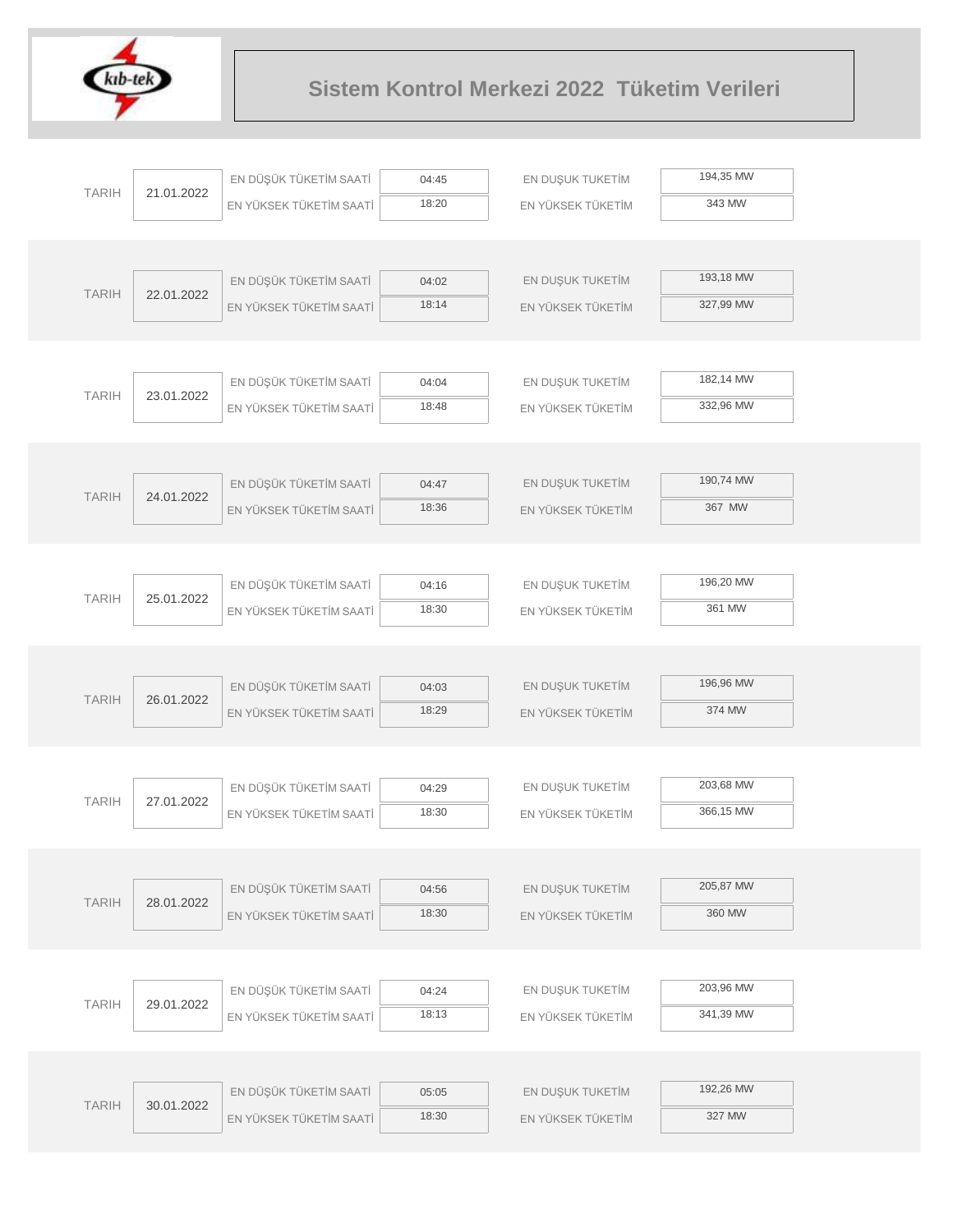# Sistem Kontrol Merkezi 2022 Tüketim Verileri

| TARIH | | | | | |
|---|---|---|---|---|---|
| 21.01.2022 | EN DÜŞÜK TÜKETİM SAATİ | 04:45 | EN DUŞUK TUKETİM | 194,35 MW |
| | EN YÜKSEK TÜKETİM SAATİ | 18:20 | EN YÜKSEK TÜKETİM | 343 MW |
| 22.01.2022 | EN DÜŞÜK TÜKETİM SAATİ | 04:02 | EN DUŞUK TUKETİM | 193,18 MW |
| | EN YÜKSEK TÜKETİM SAATİ | 18:14 | EN YÜKSEK TÜKETİM | 327,99 MW |
| 23.01.2022 | EN DÜŞÜK TÜKETİM SAATİ | 04:04 | EN DUŞUK TUKETİM | 182,14 MW |
| | EN YÜKSEK TÜKETİM SAATİ | 18:48 | EN YÜKSEK TÜKETİM | 332,96 MW |
| 24.01.2022 | EN DÜŞÜK TÜKETİM SAATİ | 04:47 | EN DUŞUK TUKETİM | 190,74 MW |
| | EN YÜKSEK TÜKETİM SAATİ | 18:36 | EN YÜKSEK TÜKETİM | 367 MW |
| 25.01.2022 | EN DÜŞÜK TÜKETİM SAATİ | 04:16 | EN DUŞUK TUKETİM | 196,20 MW |
| | EN YÜKSEK TÜKETİM SAATİ | 18:30 | EN YÜKSEK TÜKETİM | 361 MW |
| 26.01.2022 | EN DÜŞÜK TÜKETİM SAATİ | 04:03 | EN DUŞUK TUKETİM | 196,96 MW |
| | EN YÜKSEK TÜKETİM SAATİ | 18:29 | EN YÜKSEK TÜKETİM | 374 MW |
| 27.01.2022 | EN DÜŞÜK TÜKETİM SAATİ | 04:29 | EN DUŞUK TUKETİM | 203,68 MW |
| | EN YÜKSEK TÜKETİM SAATİ | 18:30 | EN YÜKSEK TÜKETİM | 366,15 MW |
| 28.01.2022 | EN DÜŞÜK TÜKETİM SAATİ | 04:56 | EN DUŞUK TUKETİM | 205,87 MW |
| | EN YÜKSEK TÜKETİM SAATİ | 18:30 | EN YÜKSEK TÜKETİM | 360 MW |
| 29.01.2022 | EN DÜŞÜK TÜKETİM SAATİ | 04:24 | EN DUŞUK TUKETİM | 203,96 MW |
| | EN YÜKSEK TÜKETİM SAATİ | 18:13 | EN YÜKSEK TÜKETİM | 341,39 MW |
| 30.01.2022 | EN DÜŞÜK TÜKETİM SAATİ | 05:05 | EN DUŞUK TUKETİM | 192,26 MW |
| | EN YÜKSEK TÜKETİM SAATİ | 18:30 | EN YÜKSEK TÜKETİM | 327 MW |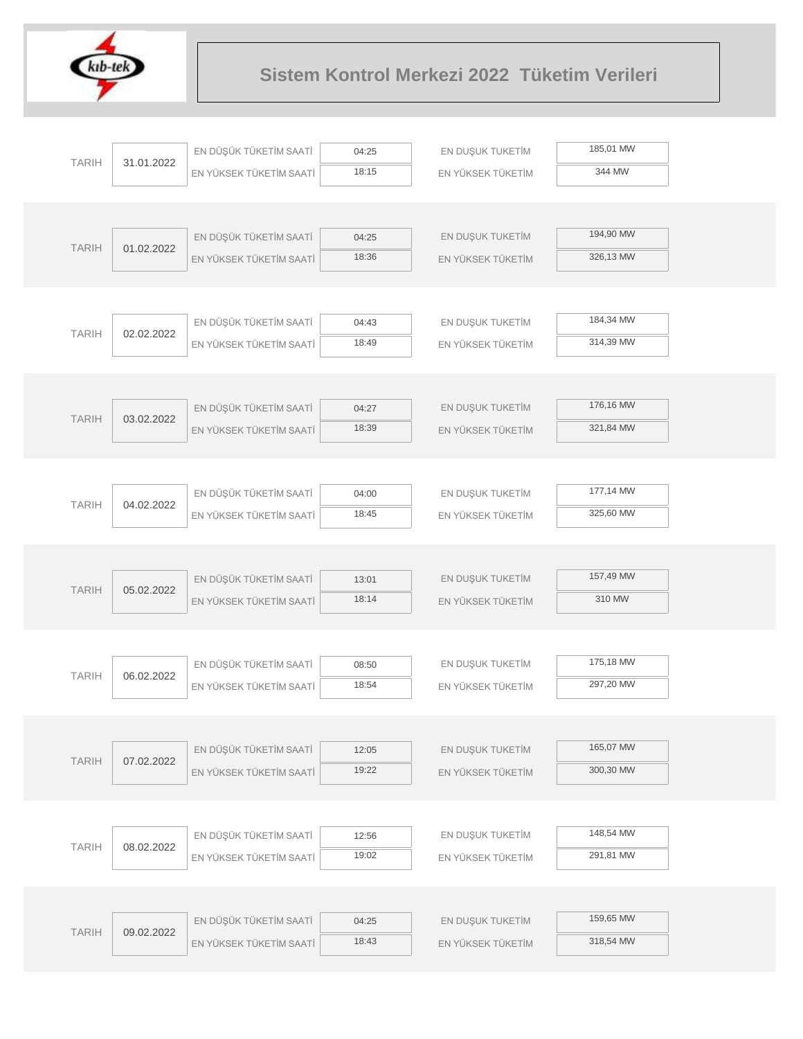# Sistem Kontrol Merkezi 2022 Tüketim Verileri

| TARIH | | | | | |
|---|---|---|---|---|---|
| 31.01.2022 | EN DÜŞÜK TÜKETİM SAATİ | 04:25 | EN DUŞUK TUKETİM | 185,01 MW |
| | EN YÜKSEK TÜKETİM SAATİ | 18:15 | EN YÜKSEK TÜKETİM | 344 MW |
| 01.02.2022 | EN DÜŞÜK TÜKETİM SAATİ | 04:25 | EN DUŞUK TUKETİM | 194,90 MW |
| | EN YÜKSEK TÜKETİM SAATİ | 18:36 | EN YÜKSEK TÜKETİM | 326,13 MW |
| 02.02.2022 | EN DÜŞÜK TÜKETİM SAATİ | 04:43 | EN DUŞUK TUKETİM | 184,34 MW |
| | EN YÜKSEK TÜKETİM SAATİ | 18:49 | EN YÜKSEK TÜKETİM | 314,39 MW |
| 03.02.2022 | EN DÜŞÜK TÜKETİM SAATİ | 04:27 | EN DUŞUK TUKETİM | 176,16 MW |
| | EN YÜKSEK TÜKETİM SAATİ | 18:39 | EN YÜKSEK TÜKETİM | 321,84 MW |
| 04.02.2022 | EN DÜŞÜK TÜKETİM SAATİ | 04:00 | EN DUŞUK TUKETİM | 177,14 MW |
| | EN YÜKSEK TÜKETİM SAATİ | 18:45 | EN YÜKSEK TÜKETİM | 325,60 MW |
| 05.02.2022 | EN DÜŞÜK TÜKETİM SAATİ | 13:01 | EN DUŞUK TUKETİM | 157,49 MW |
| | EN YÜKSEK TÜKETİM SAATİ | 18:14 | EN YÜKSEK TÜKETİM | 310 MW |
| 06.02.2022 | EN DÜŞÜK TÜKETİM SAATİ | 08:50 | EN DUŞUK TUKETİM | 175,18 MW |
| | EN YÜKSEK TÜKETİM SAATİ | 18:54 | EN YÜKSEK TÜKETİM | 297,20 MW |
| 07.02.2022 | EN DÜŞÜK TÜKETİM SAATİ | 12:05 | EN DUŞUK TUKETİM | 165,07 MW |
| | EN YÜKSEK TÜKETİM SAATİ | 19:22 | EN YÜKSEK TÜKETİM | 300,30 MW |
| 08.02.2022 | EN DÜŞÜK TÜKETİM SAATİ | 12:56 | EN DUŞUK TUKETİM | 148,54 MW |
| | EN YÜKSEK TÜKETİM SAATİ | 19:02 | EN YÜKSEK TÜKETİM | 291,81 MW |
| 09.02.2022 | EN DÜŞÜK TÜKETİM SAATİ | 04:25 | EN DUŞUK TUKETİM | 159,65 MW |
| | EN YÜKSEK TÜKETİM SAATİ | 18:43 | EN YÜKSEK TÜKETİM | 318,54 MW |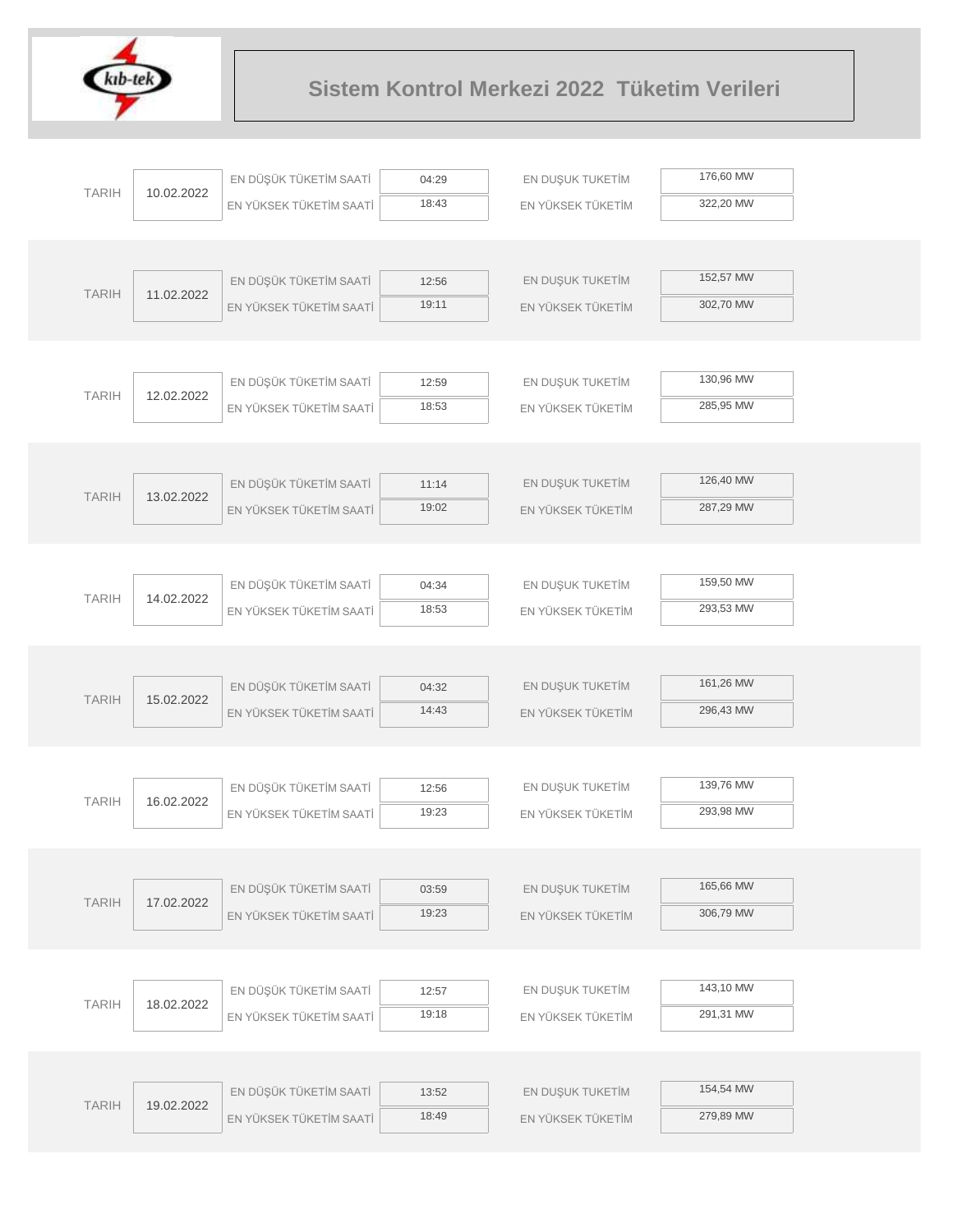# Sistem Kontrol Merkezi 2022 Tüketim Verileri

| TARIH | | | | | |
|---|---|---|---|---|---|
| TARIH | 10.02.2022 | EN DÜŞÜK TÜKETİM SAATİ | 04:29 | EN DUŞUK TUKETİM | 176,60 MW |
| | | EN YÜKSEK TÜKETİM SAATİ | 18:43 | EN YÜKSEK TÜKETİM | 322,20 MW |
| TARIH | 11.02.2022 | EN DÜŞÜK TÜKETİM SAATİ | 12:56 | EN DUŞUK TUKETİM | 152,57 MW |
| | | EN YÜKSEK TÜKETİM SAATİ | 19:11 | EN YÜKSEK TÜKETİM | 302,70 MW |
| TARIH | 12.02.2022 | EN DÜŞÜK TÜKETİM SAATİ | 12:59 | EN DUŞUK TUKETİM | 130,96 MW |
| | | EN YÜKSEK TÜKETİM SAATİ | 18:53 | EN YÜKSEK TÜKETİM | 285,95 MW |
| TARIH | 13.02.2022 | EN DÜŞÜK TÜKETİM SAATİ | 11:14 | EN DUŞUK TUKETİM | 126,40 MW |
| | | EN YÜKSEK TÜKETİM SAATİ | 19:02 | EN YÜKSEK TÜKETİM | 287,29 MW |
| TARIH | 14.02.2022 | EN DÜŞÜK TÜKETİM SAATİ | 04:34 | EN DUŞUK TUKETİM | 159,50 MW |
| | | EN YÜKSEK TÜKETİM SAATİ | 18:53 | EN YÜKSEK TÜKETİM | 293,53 MW |
| TARIH | 15.02.2022 | EN DÜŞÜK TÜKETİM SAATİ | 04:32 | EN DUŞUK TUKETİM | 161,26 MW |
| | | EN YÜKSEK TÜKETİM SAATİ | 14:43 | EN YÜKSEK TÜKETİM | 296,43 MW |
| TARIH | 16.02.2022 | EN DÜŞÜK TÜKETİM SAATİ | 12:56 | EN DUŞUK TUKETİM | 139,76 MW |
| | | EN YÜKSEK TÜKETİM SAATİ | 19:23 | EN YÜKSEK TÜKETİM | 293,98 MW |
| TARIH | 17.02.2022 | EN DÜŞÜK TÜKETİM SAATİ | 03:59 | EN DUŞUK TUKETİM | 165,66 MW |
| | | EN YÜKSEK TÜKETİM SAATİ | 19:23 | EN YÜKSEK TÜKETİM | 306,79 MW |
| TARIH | 18.02.2022 | EN DÜŞÜK TÜKETİM SAATİ | 12:57 | EN DUŞUK TUKETİM | 143,10 MW |
| | | EN YÜKSEK TÜKETİM SAATİ | 19:18 | EN YÜKSEK TÜKETİM | 291,31 MW |
| TARIH | 19.02.2022 | EN DÜŞÜK TÜKETİM SAATİ | 13:52 | EN DUŞUK TUKETİM | 154,54 MW |
| | | EN YÜKSEK TÜKETİM SAATİ | 18:49 | EN YÜKSEK TÜKETİM | 279,89 MW |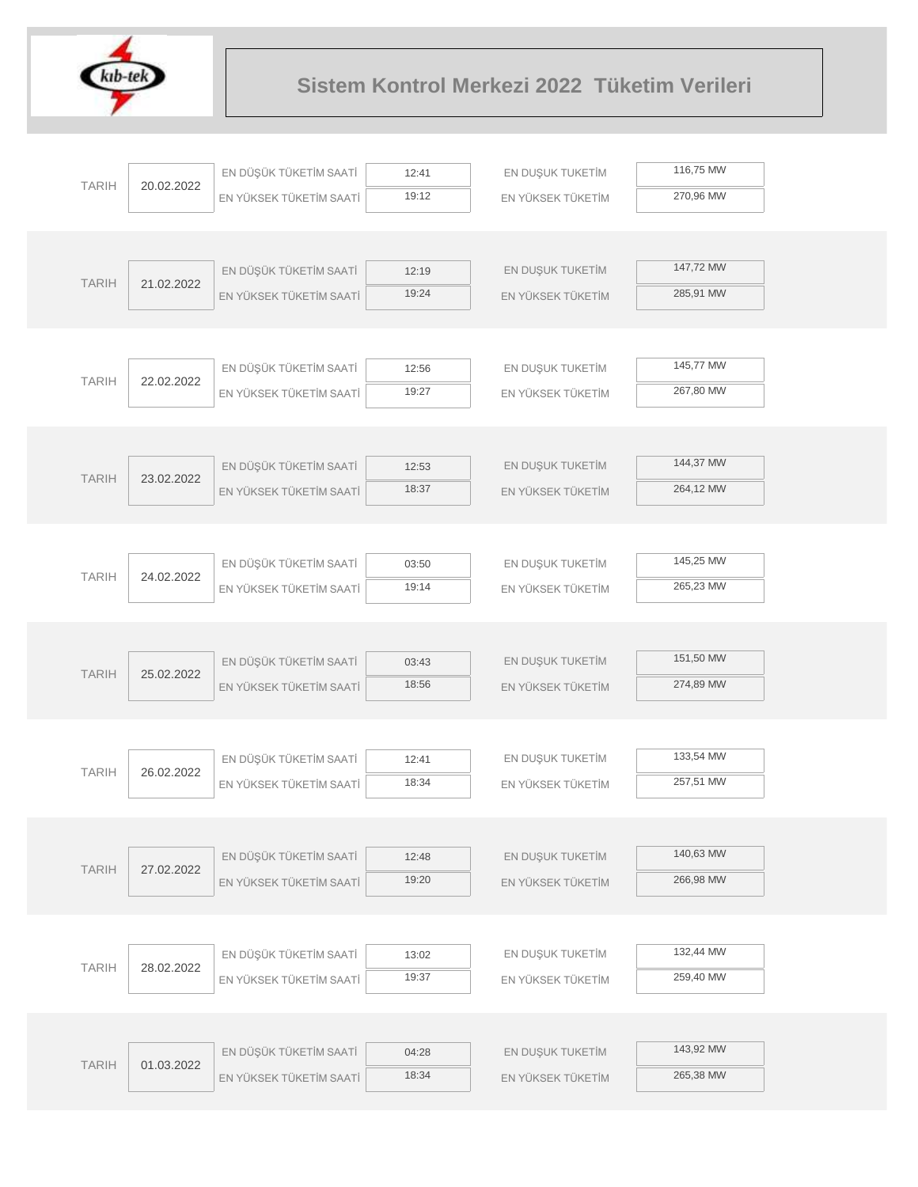# Sistem Kontrol Merkezi 2022 Tüketim Verileri

| TARIH | | | | | |
|---|---|---|---|---|---|
| 20.02.2022 | EN DÜŞÜK TÜKETİM SAATİ | 12:41 | EN DUŞUK TUKETİM | 116,75 MW |
| | EN YÜKSEK TÜKETİM SAATİ | 19:12 | EN YÜKSEK TÜKETİM | 270,96 MW |
| 21.02.2022 | EN DÜŞÜK TÜKETİM SAATİ | 12:19 | EN DUŞUK TUKETİM | 147,72 MW |
| | EN YÜKSEK TÜKETİM SAATİ | 19:24 | EN YÜKSEK TÜKETİM | 285,91 MW |
| 22.02.2022 | EN DÜŞÜK TÜKETİM SAATİ | 12:56 | EN DUŞUK TUKETİM | 145,77 MW |
| | EN YÜKSEK TÜKETİM SAATİ | 19:27 | EN YÜKSEK TÜKETİM | 267,80 MW |
| 23.02.2022 | EN DÜŞÜK TÜKETİM SAATİ | 12:53 | EN DUŞUK TUKETİM | 144,37 MW |
| | EN YÜKSEK TÜKETİM SAATİ | 18:37 | EN YÜKSEK TÜKETİM | 264,12 MW |
| 24.02.2022 | EN DÜŞÜK TÜKETİM SAATİ | 03:50 | EN DUŞUK TUKETİM | 145,25 MW |
| | EN YÜKSEK TÜKETİM SAATİ | 19:14 | EN YÜKSEK TÜKETİM | 265,23 MW |
| 25.02.2022 | EN DÜŞÜK TÜKETİM SAATİ | 03:43 | EN DUŞUK TUKETİM | 151,50 MW |
| | EN YÜKSEK TÜKETİM SAATİ | 18:56 | EN YÜKSEK TÜKETİM | 274,89 MW |
| 26.02.2022 | EN DÜŞÜK TÜKETİM SAATİ | 12:41 | EN DUŞUK TUKETİM | 133,54 MW |
| | EN YÜKSEK TÜKETİM SAATİ | 18:34 | EN YÜKSEK TÜKETİM | 257,51 MW |
| 27.02.2022 | EN DÜŞÜK TÜKETİM SAATİ | 12:48 | EN DUŞUK TUKETİM | 140,63 MW |
| | EN YÜKSEK TÜKETİM SAATİ | 19:20 | EN YÜKSEK TÜKETİM | 266,98 MW |
| 28.02.2022 | EN DÜŞÜK TÜKETİM SAATİ | 13:02 | EN DUŞUK TUKETİM | 132,44 MW |
| | EN YÜKSEK TÜKETİM SAATİ | 19:37 | EN YÜKSEK TÜKETİM | 259,40 MW |
| 01.03.2022 | EN DÜŞÜK TÜKETİM SAATİ | 04:28 | EN DUŞUK TUKETİM | 143,92 MW |
| | EN YÜKSEK TÜKETİM SAATİ | 18:34 | EN YÜKSEK TÜKETİM | 265,38 MW |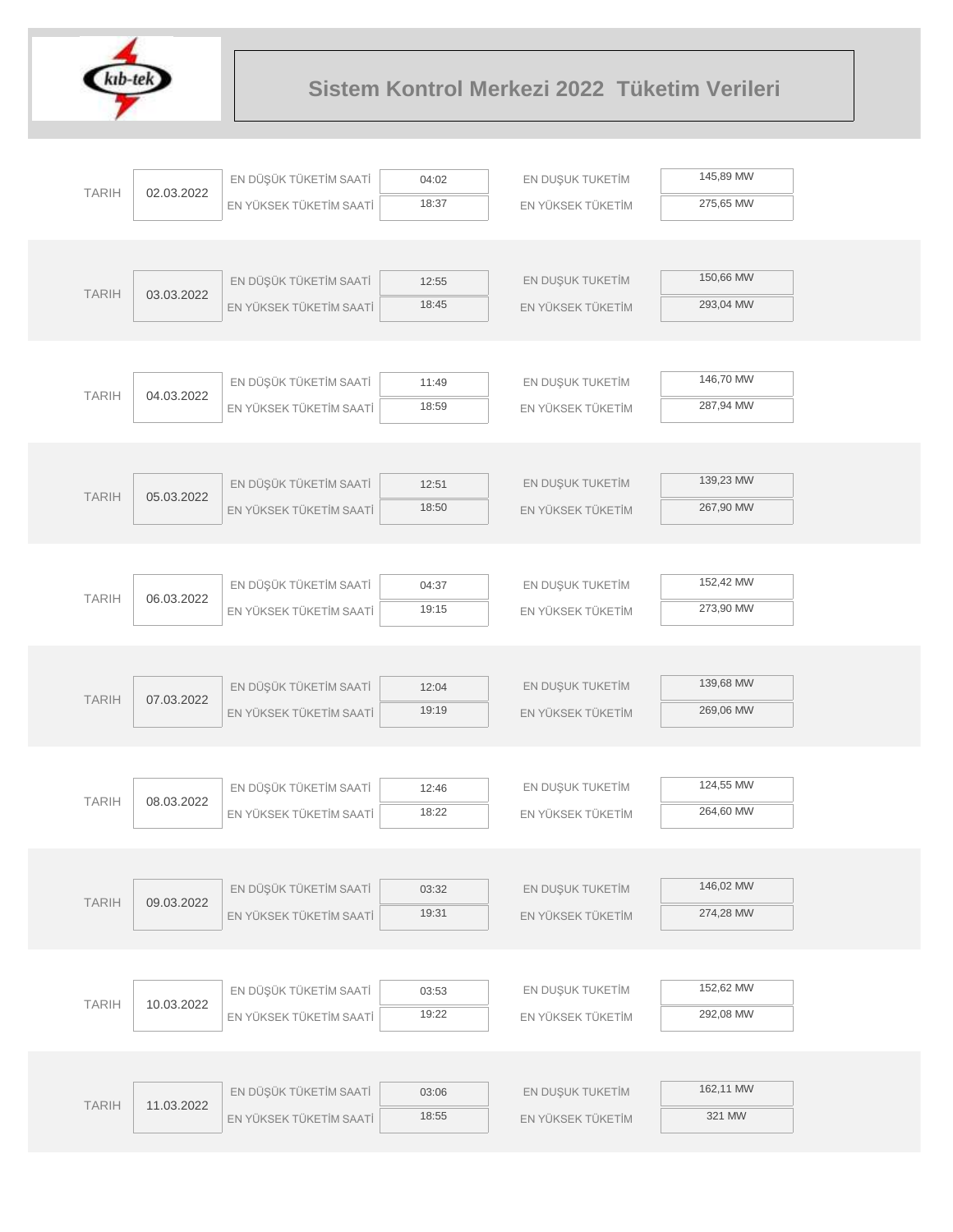# Sistem Kontrol Merkezi 2022 Tüketim Verileri

| TARIH | | | | | |
|---|---|---|---|---|---|
| TARIH | 02.03.2022 | EN DÜŞÜK TÜKETİM SAATİ | 04:02 | EN DUŞUK TUKETİM | 145,89 MW |
| | | EN YÜKSEK TÜKETİM SAATİ | 18:37 | EN YÜKSEK TÜKETİM | 275,65 MW |
| TARIH | 03.03.2022 | EN DÜŞÜK TÜKETİM SAATİ | 12:55 | EN DUŞUK TUKETİM | 150,66 MW |
| | | EN YÜKSEK TÜKETİM SAATİ | 18:45 | EN YÜKSEK TÜKETİM | 293,04 MW |
| TARIH | 04.03.2022 | EN DÜŞÜK TÜKETİM SAATİ | 11:49 | EN DUŞUK TUKETİM | 146,70 MW |
| | | EN YÜKSEK TÜKETİM SAATİ | 18:59 | EN YÜKSEK TÜKETİM | 287,94 MW |
| TARIH | 05.03.2022 | EN DÜŞÜK TÜKETİM SAATİ | 12:51 | EN DUŞUK TUKETİM | 139,23 MW |
| | | EN YÜKSEK TÜKETİM SAATİ | 18:50 | EN YÜKSEK TÜKETİM | 267,90 MW |
| TARIH | 06.03.2022 | EN DÜŞÜK TÜKETİM SAATİ | 04:37 | EN DUŞUK TUKETİM | 152,42 MW |
| | | EN YÜKSEK TÜKETİM SAATİ | 19:15 | EN YÜKSEK TÜKETİM | 273,90 MW |
| TARIH | 07.03.2022 | EN DÜŞÜK TÜKETİM SAATİ | 12:04 | EN DUŞUK TUKETİM | 139,68 MW |
| | | EN YÜKSEK TÜKETİM SAATİ | 19:19 | EN YÜKSEK TÜKETİM | 269,06 MW |
| TARIH | 08.03.2022 | EN DÜŞÜK TÜKETİM SAATİ | 12:46 | EN DUŞUK TUKETİM | 124,55 MW |
| | | EN YÜKSEK TÜKETİM SAATİ | 18:22 | EN YÜKSEK TÜKETİM | 264,60 MW |
| TARIH | 09.03.2022 | EN DÜŞÜK TÜKETİM SAATİ | 03:32 | EN DUŞUK TUKETİM | 146,02 MW |
| | | EN YÜKSEK TÜKETİM SAATİ | 19:31 | EN YÜKSEK TÜKETİM | 274,28 MW |
| TARIH | 10.03.2022 | EN DÜŞÜK TÜKETİM SAATİ | 03:53 | EN DUŞUK TUKETİM | 152,62 MW |
| | | EN YÜKSEK TÜKETİM SAATİ | 19:22 | EN YÜKSEK TÜKETİM | 292,08 MW |
| TARIH | 11.03.2022 | EN DÜŞÜK TÜKETİM SAATİ | 03:06 | EN DUŞUK TUKETİM | 162,11 MW |
| | | EN YÜKSEK TÜKETİM SAATİ | 18:55 | EN YÜKSEK TÜKETİM | 321 MW |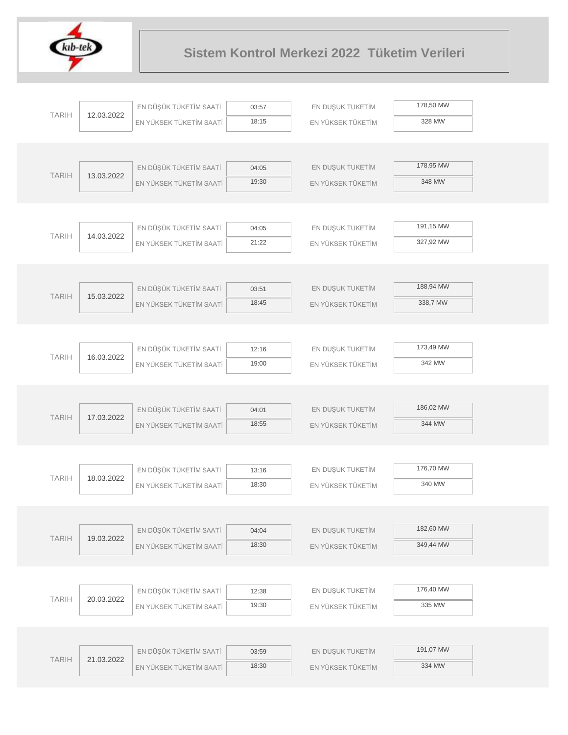# Sistem Kontrol Merkezi 2022 Tüketim Verileri

| TARIH | | | | | |
|---|---|---|---|---|---|
| TARIH | 12.03.2022 | EN DÜŞÜK TÜKETİM SAATİ | 03:57 | EN DUŞUK TUKETİM | 178,50 MW |
| | | EN YÜKSEK TÜKETİM SAATİ | 18:15 | EN YÜKSEK TÜKETİM | 328 MW |
| TARIH | 13.03.2022 | EN DÜŞÜK TÜKETİM SAATİ | 04:05 | EN DUŞUK TUKETİM | 178,95 MW |
| | | EN YÜKSEK TÜKETİM SAATİ | 19:30 | EN YÜKSEK TÜKETİM | 348 MW |
| TARIH | 14.03.2022 | EN DÜŞÜK TÜKETİM SAATİ | 04:05 | EN DUŞUK TUKETİM | 191,15 MW |
| | | EN YÜKSEK TÜKETİM SAATİ | 21:22 | EN YÜKSEK TÜKETİM | 327,92 MW |
| TARIH | 15.03.2022 | EN DÜŞÜK TÜKETİM SAATİ | 03:51 | EN DUŞUK TUKETİM | 188,94 MW |
| | | EN YÜKSEK TÜKETİM SAATİ | 18:45 | EN YÜKSEK TÜKETİM | 338,7 MW |
| TARIH | 16.03.2022 | EN DÜŞÜK TÜKETİM SAATİ | 12:16 | EN DUŞUK TUKETİM | 173,49 MW |
| | | EN YÜKSEK TÜKETİM SAATİ | 19:00 | EN YÜKSEK TÜKETİM | 342 MW |
| TARIH | 17.03.2022 | EN DÜŞÜK TÜKETİM SAATİ | 04:01 | EN DUŞUK TUKETİM | 186,02 MW |
| | | EN YÜKSEK TÜKETİM SAATİ | 18:55 | EN YÜKSEK TÜKETİM | 344 MW |
| TARIH | 18.03.2022 | EN DÜŞÜK TÜKETİM SAATİ | 13:16 | EN DUŞUK TUKETİM | 176,70 MW |
| | | EN YÜKSEK TÜKETİM SAATİ | 18:30 | EN YÜKSEK TÜKETİM | 340 MW |
| TARIH | 19.03.2022 | EN DÜŞÜK TÜKETİM SAATİ | 04:04 | EN DUŞUK TUKETİM | 182,60 MW |
| | | EN YÜKSEK TÜKETİM SAATİ | 18:30 | EN YÜKSEK TÜKETİM | 349,44 MW |
| TARIH | 20.03.2022 | EN DÜŞÜK TÜKETİM SAATİ | 12:38 | EN DUŞUK TUKETİM | 176,40 MW |
| | | EN YÜKSEK TÜKETİM SAATİ | 19:30 | EN YÜKSEK TÜKETİM | 335 MW |
| TARIH | 21.03.2022 | EN DÜŞÜK TÜKETİM SAATİ | 03:59 | EN DUŞUK TUKETİM | 191,07 MW |
| | | EN YÜKSEK TÜKETİM SAATİ | 18:30 | EN YÜKSEK TÜKETİM | 334 MW |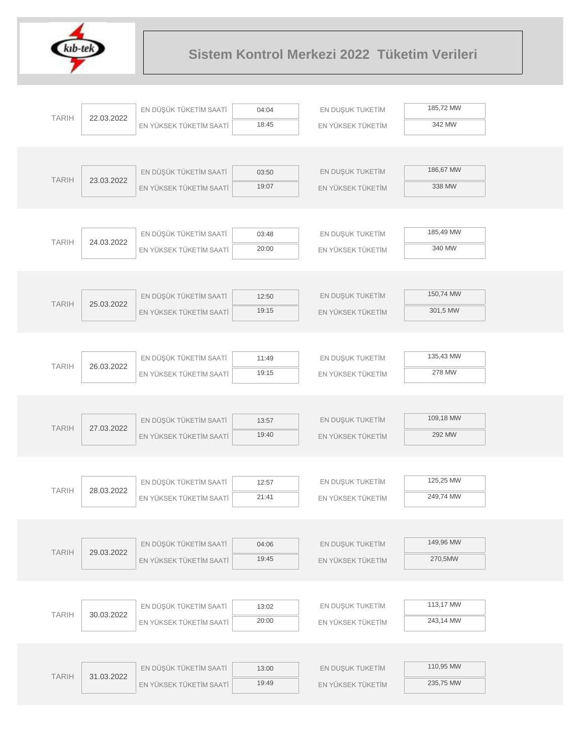# Sistem Kontrol Merkezi 2022 Tüketim Verileri

| TARIH | | | | | |
|---|---|---|---|---|---|
| TARIH | 22.03.2022 | EN DÜŞÜK TÜKETİM SAATİ | 04:04 | EN DUŞUK TUKETİM | 185,72 MW |
| | | EN YÜKSEK TÜKETİM SAATİ | 18:45 | EN YÜKSEK TÜKETİM | 342 MW |
| TARIH | 23.03.2022 | EN DÜŞÜK TÜKETİM SAATİ | 03:50 | EN DUŞUK TUKETİM | 186,67 MW |
| | | EN YÜKSEK TÜKETİM SAATİ | 19:07 | EN YÜKSEK TÜKETİM | 338 MW |
| TARIH | 24.03.2022 | EN DÜŞÜK TÜKETİM SAATİ | 03:48 | EN DUŞUK TUKETİM | 185,49 MW |
| | | EN YÜKSEK TÜKETİM SAATİ | 20:00 | EN YÜKSEK TÜKETİM | 340 MW |
| TARIH | 25.03.2022 | EN DÜŞÜK TÜKETİM SAATİ | 12:50 | EN DUŞUK TUKETİM | 150,74 MW |
| | | EN YÜKSEK TÜKETİM SAATİ | 19:15 | EN YÜKSEK TÜKETİM | 301,5 MW |
| TARIH | 26.03.2022 | EN DÜŞÜK TÜKETİM SAATİ | 11:49 | EN DUŞUK TUKETİM | 135,43 MW |
| | | EN YÜKSEK TÜKETİM SAATİ | 19:15 | EN YÜKSEK TÜKETİM | 278 MW |
| TARIH | 27.03.2022 | EN DÜŞÜK TÜKETİM SAATİ | 13:57 | EN DUŞUK TUKETİM | 109,18 MW |
| | | EN YÜKSEK TÜKETİM SAATİ | 19:40 | EN YÜKSEK TÜKETİM | 292 MW |
| TARIH | 28.03.2022 | EN DÜŞÜK TÜKETİM SAATİ | 12:57 | EN DUŞUK TUKETİM | 125,25 MW |
| | | EN YÜKSEK TÜKETİM SAATİ | 21:41 | EN YÜKSEK TÜKETİM | 249,74 MW |
| TARIH | 29.03.2022 | EN DÜŞÜK TÜKETİM SAATİ | 04:06 | EN DUŞUK TUKETİM | 149,96 MW |
| | | EN YÜKSEK TÜKETİM SAATİ | 19:45 | EN YÜKSEK TÜKETİM | 270,5MW |
| TARIH | 30.03.2022 | EN DÜŞÜK TÜKETİM SAATİ | 13:02 | EN DUŞUK TUKETİM | 113,17 MW |
| | | EN YÜKSEK TÜKETİM SAATİ | 20:00 | EN YÜKSEK TÜKETİM | 243,14 MW |
| TARIH | 31.03.2022 | EN DÜŞÜK TÜKETİM SAATİ | 13:00 | EN DUŞUK TUKETİM | 110,95 MW |
| | | EN YÜKSEK TÜKETİM SAATİ | 19:49 | EN YÜKSEK TÜKETİM | 235,75 MW |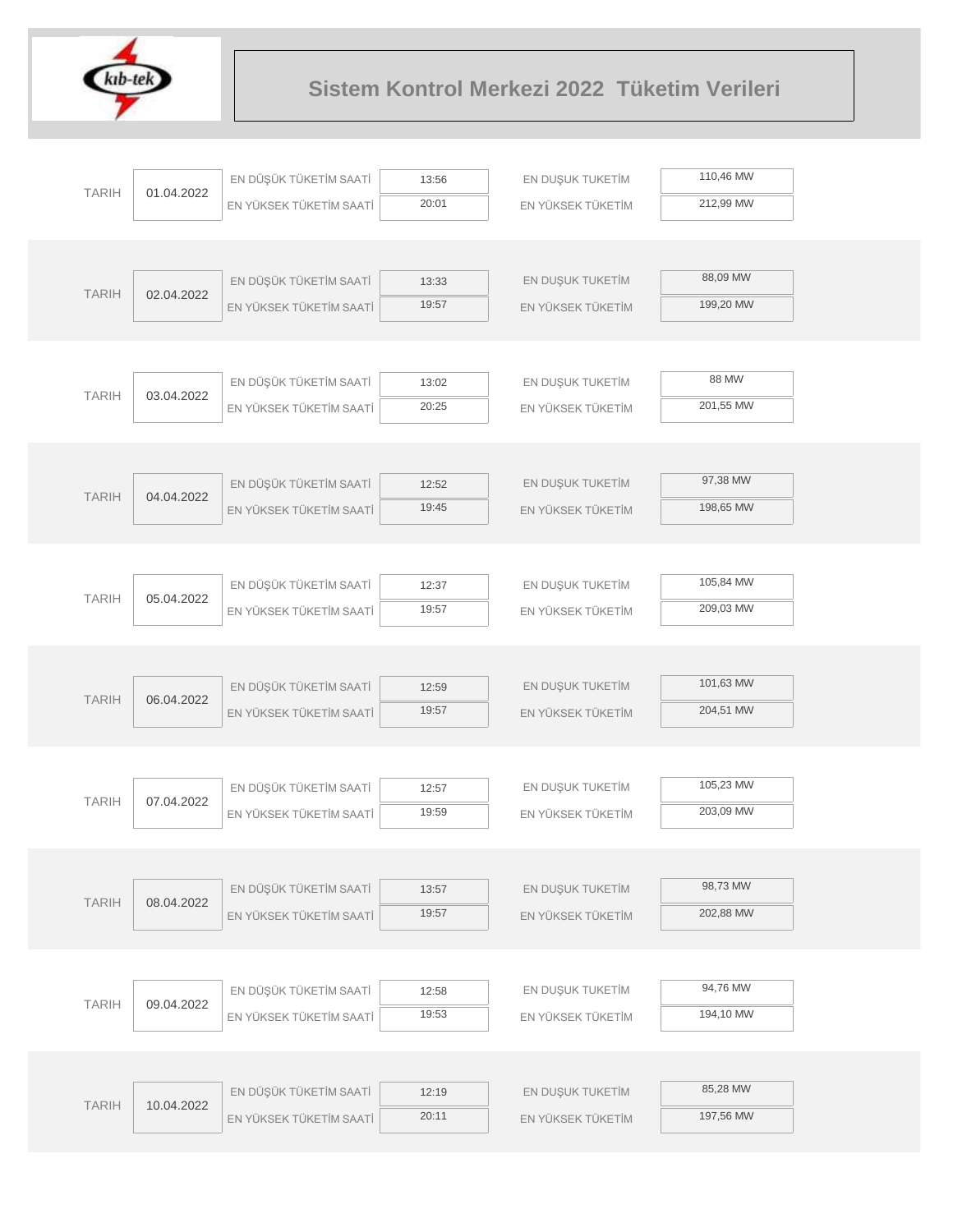# Sistem Kontrol Merkezi 2022 Tüketim Verileri

| TARIH | EN DÜŞÜK TÜKETİM SAATİ | EN YÜKSEK TÜKETİM SAATİ | EN DUŞUK TUKETİM | EN YÜKSEK TÜKETİM |
|---|---|---|---|---|
| 01.04.2022 | 13:56 | 20:01 | 110,46 MW | 212,99 MW |
| 02.04.2022 | 13:33 | 19:57 | 88,09 MW | 199,20 MW |
| 03.04.2022 | 13:02 | 20:25 | 88 MW | 201,55 MW |
| 04.04.2022 | 12:52 | 19:45 | 97,38 MW | 198,65 MW |
| 05.04.2022 | 12:37 | 19:57 | 105,84 MW | 209,03 MW |
| 06.04.2022 | 12:59 | 19:57 | 101,63 MW | 204,51 MW |
| 07.04.2022 | 12:57 | 19:59 | 105,23 MW | 203,09 MW |
| 08.04.2022 | 13:57 | 19:57 | 98,73 MW | 202,88 MW |
| 09.04.2022 | 12:58 | 19:53 | 94,76 MW | 194,10 MW |
| 10.04.2022 | 12:19 | 20:11 | 85,28 MW | 197,56 MW |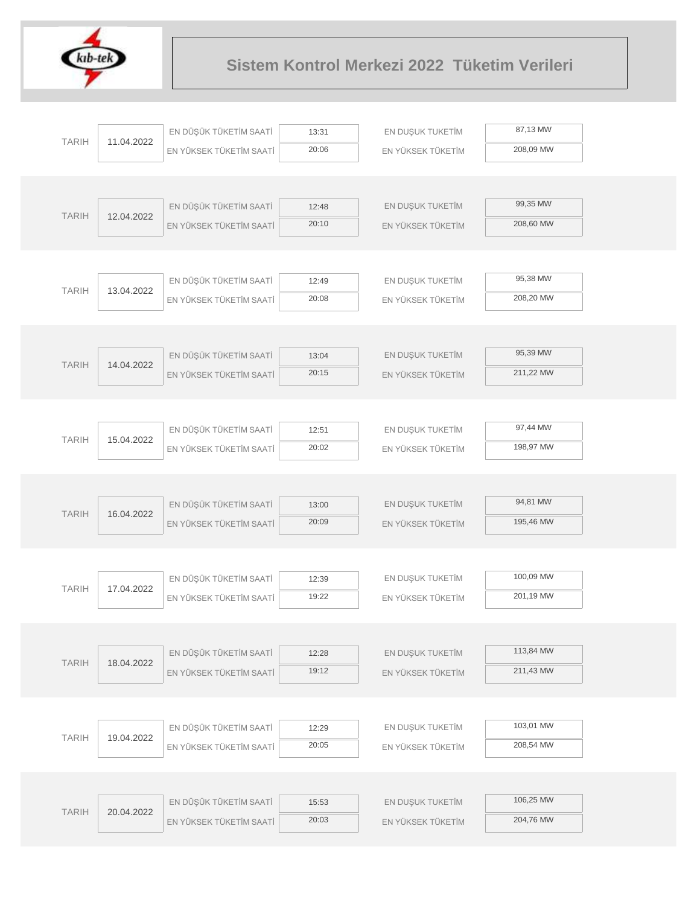# Sistem Kontrol Merkezi 2022 Tüketim Verileri

| TARIH | | | | | |
|---|---|---|---|---|---|
| TARIH | 11.04.2022 | EN DÜŞÜK TÜKETİM SAATİ | 13:31 | EN DUŞUK TUKETİM | 87,13 MW |
| | | EN YÜKSEK TÜKETİM SAATİ | 20:06 | EN YÜKSEK TÜKETİM | 208,09 MW |
| TARIH | 12.04.2022 | EN DÜŞÜK TÜKETİM SAATİ | 12:48 | EN DUŞUK TUKETİM | 99,35 MW |
| | | EN YÜKSEK TÜKETİM SAATİ | 20:10 | EN YÜKSEK TÜKETİM | 208,60 MW |
| TARIH | 13.04.2022 | EN DÜŞÜK TÜKETİM SAATİ | 12:49 | EN DUŞUK TUKETİM | 95,38 MW |
| | | EN YÜKSEK TÜKETİM SAATİ | 20:08 | EN YÜKSEK TÜKETİM | 208,20 MW |
| TARIH | 14.04.2022 | EN DÜŞÜK TÜKETİM SAATİ | 13:04 | EN DUŞUK TUKETİM | 95,39 MW |
| | | EN YÜKSEK TÜKETİM SAATİ | 20:15 | EN YÜKSEK TÜKETİM | 211,22 MW |
| TARIH | 15.04.2022 | EN DÜŞÜK TÜKETİM SAATİ | 12:51 | EN DUŞUK TUKETİM | 97,44 MW |
| | | EN YÜKSEK TÜKETİM SAATİ | 20:02 | EN YÜKSEK TÜKETİM | 198,97 MW |
| TARIH | 16.04.2022 | EN DÜŞÜK TÜKETİM SAATİ | 13:00 | EN DUŞUK TUKETİM | 94,81 MW |
| | | EN YÜKSEK TÜKETİM SAATİ | 20:09 | EN YÜKSEK TÜKETİM | 195,46 MW |
| TARIH | 17.04.2022 | EN DÜŞÜK TÜKETİM SAATİ | 12:39 | EN DUŞUK TUKETİM | 100,09 MW |
| | | EN YÜKSEK TÜKETİM SAATİ | 19:22 | EN YÜKSEK TÜKETİM | 201,19 MW |
| TARIH | 18.04.2022 | EN DÜŞÜK TÜKETİM SAATİ | 12:28 | EN DUŞUK TUKETİM | 113,84 MW |
| | | EN YÜKSEK TÜKETİM SAATİ | 19:12 | EN YÜKSEK TÜKETİM | 211,43 MW |
| TARIH | 19.04.2022 | EN DÜŞÜK TÜKETİM SAATİ | 12:29 | EN DUŞUK TUKETİM | 103,01 MW |
| | | EN YÜKSEK TÜKETİM SAATİ | 20:05 | EN YÜKSEK TÜKETİM | 208,54 MW |
| TARIH | 20.04.2022 | EN DÜŞÜK TÜKETİM SAATİ | 15:53 | EN DUŞUK TUKETİM | 106,25 MW |
| | | EN YÜKSEK TÜKETİM SAATİ | 20:03 | EN YÜKSEK TÜKETİM | 204,76 MW |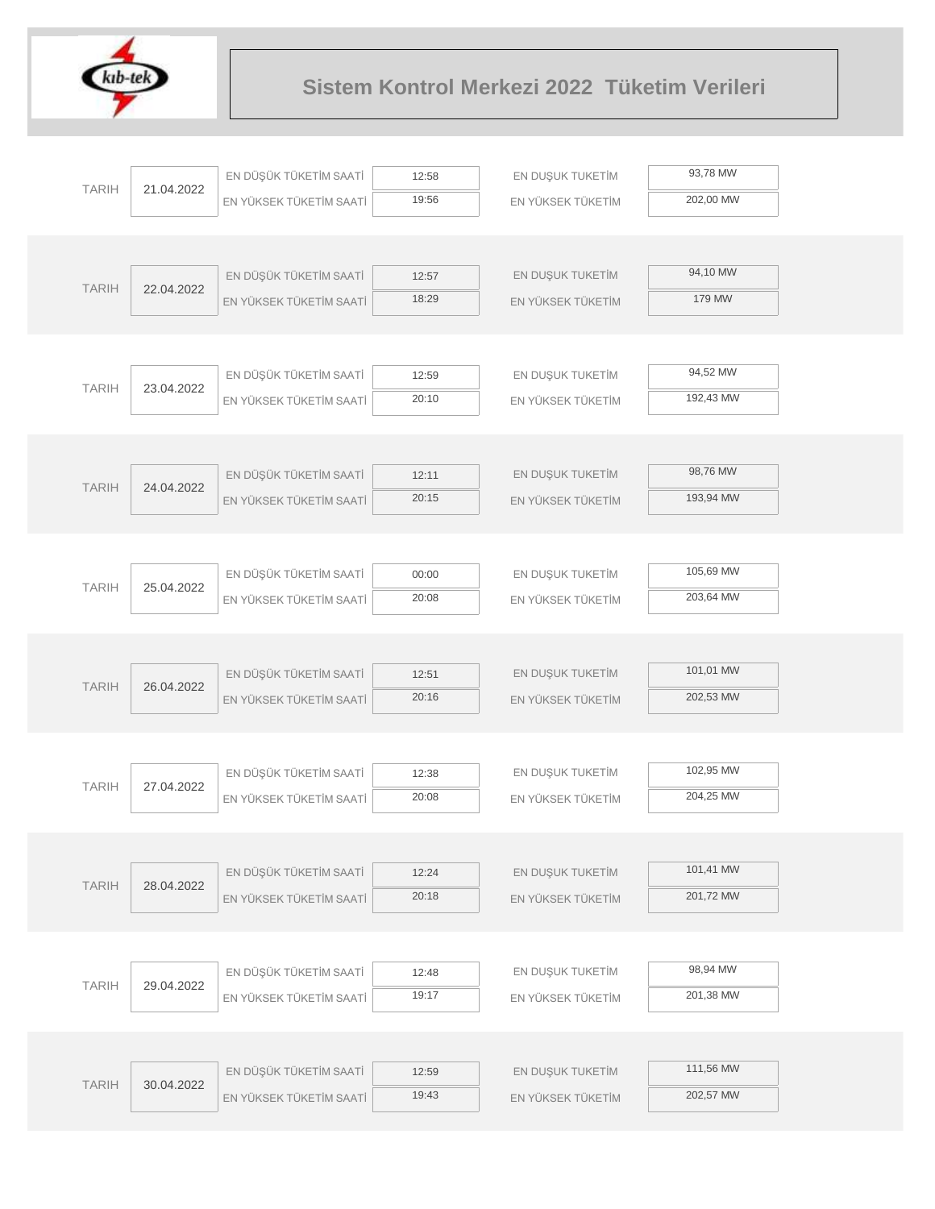# Sistem Kontrol Merkezi 2022 Tüketim Verileri

| TARIH | | | | | |
|---|---|---|---|---|---|
| TARIH | 21.04.2022 | EN DÜŞÜK TÜKETİM SAATİ | 12:58 | EN DUŞUK TUKETİM | 93,78 MW |
| | | EN YÜKSEK TÜKETİM SAATİ | 19:56 | EN YÜKSEK TÜKETİM | 202,00 MW |
| TARIH | 22.04.2022 | EN DÜŞÜK TÜKETİM SAATİ | 12:57 | EN DUŞUK TUKETİM | 94,10 MW |
| | | EN YÜKSEK TÜKETİM SAATİ | 18:29 | EN YÜKSEK TÜKETİM | 179 MW |
| TARIH | 23.04.2022 | EN DÜŞÜK TÜKETİM SAATİ | 12:59 | EN DUŞUK TUKETİM | 94,52 MW |
| | | EN YÜKSEK TÜKETİM SAATİ | 20:10 | EN YÜKSEK TÜKETİM | 192,43 MW |
| TARIH | 24.04.2022 | EN DÜŞÜK TÜKETİM SAATİ | 12:11 | EN DUŞUK TUKETİM | 98,76 MW |
| | | EN YÜKSEK TÜKETİM SAATİ | 20:15 | EN YÜKSEK TÜKETİM | 193,94 MW |
| TARIH | 25.04.2022 | EN DÜŞÜK TÜKETİM SAATİ | 00:00 | EN DUŞUK TUKETİM | 105,69 MW |
| | | EN YÜKSEK TÜKETİM SAATİ | 20:08 | EN YÜKSEK TÜKETİM | 203,64 MW |
| TARIH | 26.04.2022 | EN DÜŞÜK TÜKETİM SAATİ | 12:51 | EN DUŞUK TUKETİM | 101,01 MW |
| | | EN YÜKSEK TÜKETİM SAATİ | 20:16 | EN YÜKSEK TÜKETİM | 202,53 MW |
| TARIH | 27.04.2022 | EN DÜŞÜK TÜKETİM SAATİ | 12:38 | EN DUŞUK TUKETİM | 102,95 MW |
| | | EN YÜKSEK TÜKETİM SAATİ | 20:08 | EN YÜKSEK TÜKETİM | 204,25 MW |
| TARIH | 28.04.2022 | EN DÜŞÜK TÜKETİM SAATİ | 12:24 | EN DUŞUK TUKETİM | 101,41 MW |
| | | EN YÜKSEK TÜKETİM SAATİ | 20:18 | EN YÜKSEK TÜKETİM | 201,72 MW |
| TARIH | 29.04.2022 | EN DÜŞÜK TÜKETİM SAATİ | 12:48 | EN DUŞUK TUKETİM | 98,94 MW |
| | | EN YÜKSEK TÜKETİM SAATİ | 19:17 | EN YÜKSEK TÜKETİM | 201,38 MW |
| TARIH | 30.04.2022 | EN DÜŞÜK TÜKETİM SAATİ | 12:59 | EN DUŞUK TUKETİM | 111,56 MW |
| | | EN YÜKSEK TÜKETİM SAATİ | 19:43 | EN YÜKSEK TÜKETİM | 202,57 MW |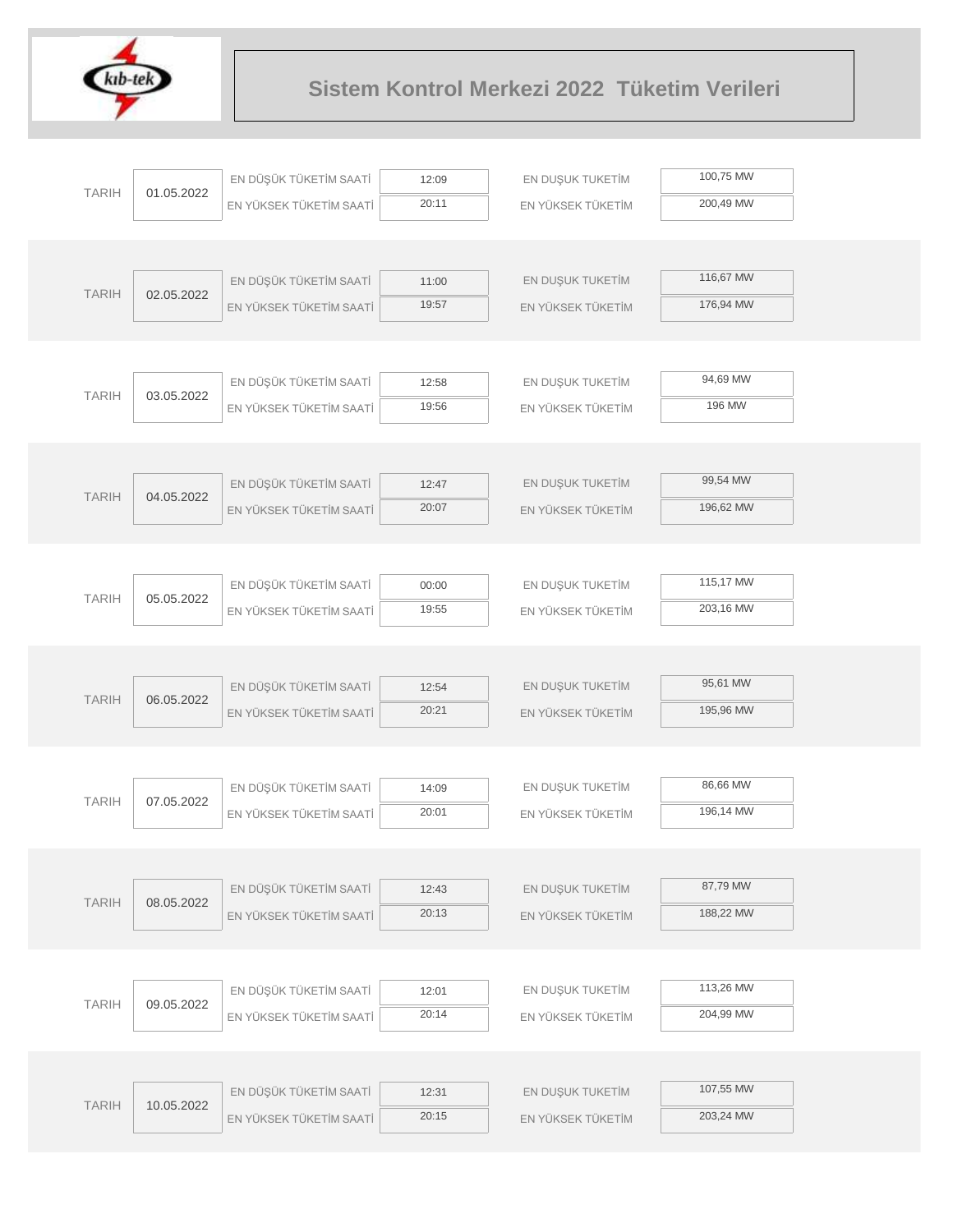# Sistem Kontrol Merkezi 2022 Tüketim Verileri

| TARIH | | | | | |
|---|---|---|---|---|---|
| TARIH | 01.05.2022 | EN DÜŞÜK TÜKETİM SAATİ | 12:09 | EN DUŞUK TUKETİM | 100,75 MW |
| | | EN YÜKSEK TÜKETİM SAATİ | 20:11 | EN YÜKSEK TÜKETİM | 200,49 MW |
| TARIH | 02.05.2022 | EN DÜŞÜK TÜKETİM SAATİ | 11:00 | EN DUŞUK TUKETİM | 116,67 MW |
| | | EN YÜKSEK TÜKETİM SAATİ | 19:57 | EN YÜKSEK TÜKETİM | 176,94 MW |
| TARIH | 03.05.2022 | EN DÜŞÜK TÜKETİM SAATİ | 12:58 | EN DUŞUK TUKETİM | 94,69 MW |
| | | EN YÜKSEK TÜKETİM SAATİ | 19:56 | EN YÜKSEK TÜKETİM | 196 MW |
| TARIH | 04.05.2022 | EN DÜŞÜK TÜKETİM SAATİ | 12:47 | EN DUŞUK TUKETİM | 99,54 MW |
| | | EN YÜKSEK TÜKETİM SAATİ | 20:07 | EN YÜKSEK TÜKETİM | 196,62 MW |
| TARIH | 05.05.2022 | EN DÜŞÜK TÜKETİM SAATİ | 00:00 | EN DUŞUK TUKETİM | 115,17 MW |
| | | EN YÜKSEK TÜKETİM SAATİ | 19:55 | EN YÜKSEK TÜKETİM | 203,16 MW |
| TARIH | 06.05.2022 | EN DÜŞÜK TÜKETİM SAATİ | 12:54 | EN DUŞUK TUKETİM | 95,61 MW |
| | | EN YÜKSEK TÜKETİM SAATİ | 20:21 | EN YÜKSEK TÜKETİM | 195,96 MW |
| TARIH | 07.05.2022 | EN DÜŞÜK TÜKETİM SAATİ | 14:09 | EN DUŞUK TUKETİM | 86,66 MW |
| | | EN YÜKSEK TÜKETİM SAATİ | 20:01 | EN YÜKSEK TÜKETİM | 196,14 MW |
| TARIH | 08.05.2022 | EN DÜŞÜK TÜKETİM SAATİ | 12:43 | EN DUŞUK TUKETİM | 87,79 MW |
| | | EN YÜKSEK TÜKETİM SAATİ | 20:13 | EN YÜKSEK TÜKETİM | 188,22 MW |
| TARIH | 09.05.2022 | EN DÜŞÜK TÜKETİM SAATİ | 12:01 | EN DUŞUK TUKETİM | 113,26 MW |
| | | EN YÜKSEK TÜKETİM SAATİ | 20:14 | EN YÜKSEK TÜKETİM | 204,99 MW |
| TARIH | 10.05.2022 | EN DÜŞÜK TÜKETİM SAATİ | 12:31 | EN DUŞUK TUKETİM | 107,55 MW |
| | | EN YÜKSEK TÜKETİM SAATİ | 20:15 | EN YÜKSEK TÜKETİM | 203,24 MW |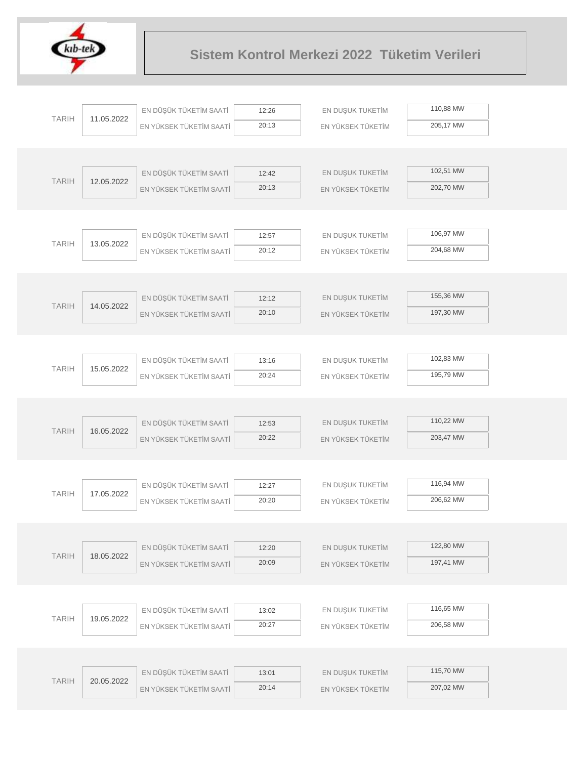# Sistem Kontrol Merkezi 2022 Tüketim Verileri

| TARIH | | | | | |
|---|---|---|---|---|---|
| TARIH | 11.05.2022 | EN DÜŞÜK TÜKETİM SAATİ | 12:26 | EN DUŞUK TUKETİM | 110,88 MW |
| | | EN YÜKSEK TÜKETİM SAATİ | 20:13 | EN YÜKSEK TÜKETİM | 205,17 MW |
| TARIH | 12.05.2022 | EN DÜŞÜK TÜKETİM SAATİ | 12:42 | EN DUŞUK TUKETİM | 102,51 MW |
| | | EN YÜKSEK TÜKETİM SAATİ | 20:13 | EN YÜKSEK TÜKETİM | 202,70 MW |
| TARIH | 13.05.2022 | EN DÜŞÜK TÜKETİM SAATİ | 12:57 | EN DUŞUK TUKETİM | 106,97 MW |
| | | EN YÜKSEK TÜKETİM SAATİ | 20:12 | EN YÜKSEK TÜKETİM | 204,68 MW |
| TARIH | 14.05.2022 | EN DÜŞÜK TÜKETİM SAATİ | 12:12 | EN DUŞUK TUKETİM | 155,36 MW |
| | | EN YÜKSEK TÜKETİM SAATİ | 20:10 | EN YÜKSEK TÜKETİM | 197,30 MW |
| TARIH | 15.05.2022 | EN DÜŞÜK TÜKETİM SAATİ | 13:16 | EN DUŞUK TUKETİM | 102,83 MW |
| | | EN YÜKSEK TÜKETİM SAATİ | 20:24 | EN YÜKSEK TÜKETİM | 195,79 MW |
| TARIH | 16.05.2022 | EN DÜŞÜK TÜKETİM SAATİ | 12:53 | EN DUŞUK TUKETİM | 110,22 MW |
| | | EN YÜKSEK TÜKETİM SAATİ | 20:22 | EN YÜKSEK TÜKETİM | 203,47 MW |
| TARIH | 17.05.2022 | EN DÜŞÜK TÜKETİM SAATİ | 12:27 | EN DUŞUK TUKETİM | 116,94 MW |
| | | EN YÜKSEK TÜKETİM SAATİ | 20:20 | EN YÜKSEK TÜKETİM | 206,62 MW |
| TARIH | 18.05.2022 | EN DÜŞÜK TÜKETİM SAATİ | 12:20 | EN DUŞUK TUKETİM | 122,80 MW |
| | | EN YÜKSEK TÜKETİM SAATİ | 20:09 | EN YÜKSEK TÜKETİM | 197,41 MW |
| TARIH | 19.05.2022 | EN DÜŞÜK TÜKETİM SAATİ | 13:02 | EN DUŞUK TUKETİM | 116,65 MW |
| | | EN YÜKSEK TÜKETİM SAATİ | 20:27 | EN YÜKSEK TÜKETİM | 206,58 MW |
| TARIH | 20.05.2022 | EN DÜŞÜK TÜKETİM SAATİ | 13:01 | EN DUŞUK TUKETİM | 115,70 MW |
| | | EN YÜKSEK TÜKETİM SAATİ | 20:14 | EN YÜKSEK TÜKETİM | 207,02 MW |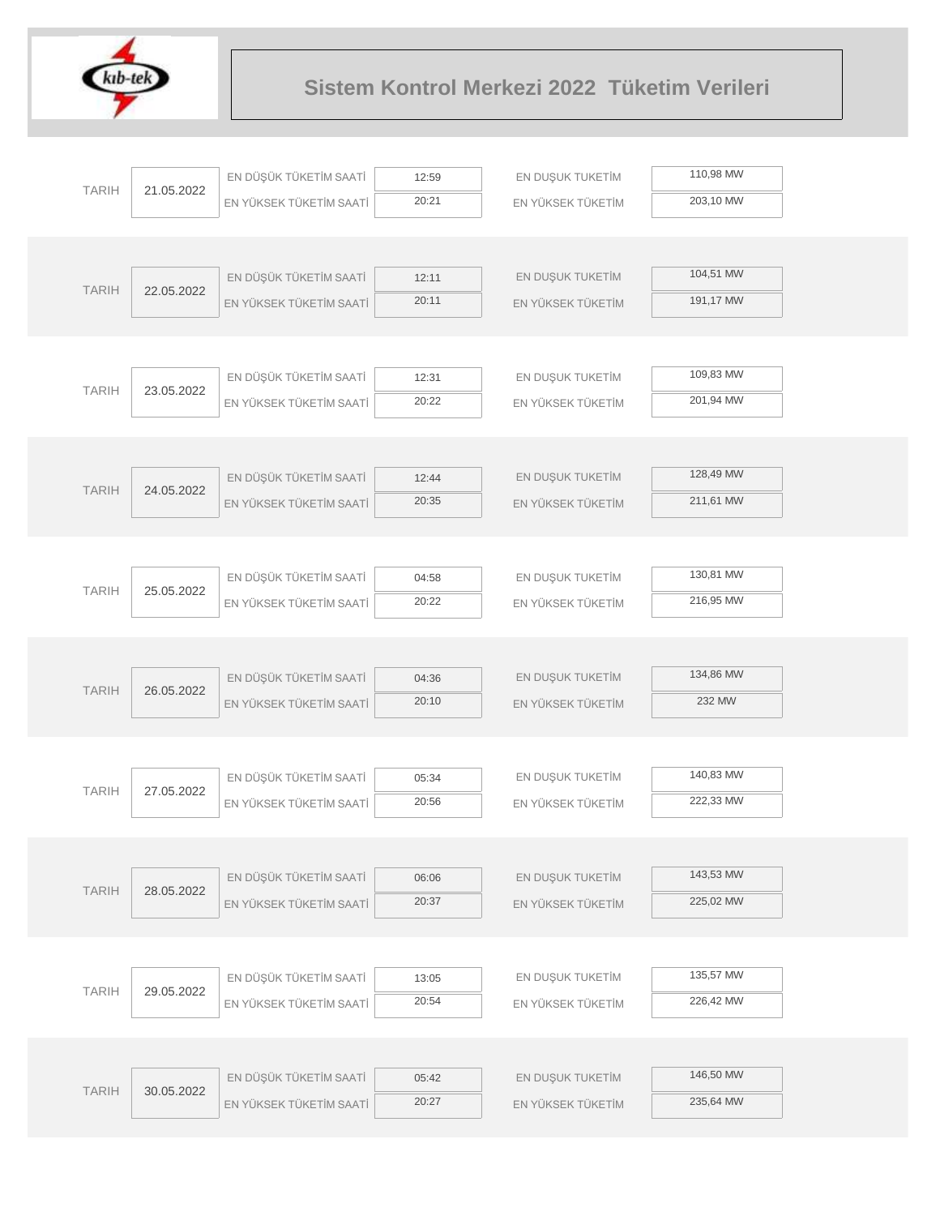# Sistem Kontrol Merkezi 2022 Tüketim Verileri

| TARIH | | | | | |
|---|---|---|---|---|---|
| TARIH | 21.05.2022 | EN DÜŞÜK TÜKETİM SAATİ | 12:59 | EN DUŞUK TUKETİM | 110,98 MW |
| | | EN YÜKSEK TÜKETİM SAATİ | 20:21 | EN YÜKSEK TÜKETİM | 203,10 MW |
| TARIH | 22.05.2022 | EN DÜŞÜK TÜKETİM SAATİ | 12:11 | EN DUŞUK TUKETİM | 104,51 MW |
| | | EN YÜKSEK TÜKETİM SAATİ | 20:11 | EN YÜKSEK TÜKETİM | 191,17 MW |
| TARIH | 23.05.2022 | EN DÜŞÜK TÜKETİM SAATİ | 12:31 | EN DUŞUK TUKETİM | 109,83 MW |
| | | EN YÜKSEK TÜKETİM SAATİ | 20:22 | EN YÜKSEK TÜKETİM | 201,94 MW |
| TARIH | 24.05.2022 | EN DÜŞÜK TÜKETİM SAATİ | 12:44 | EN DUŞUK TUKETİM | 128,49 MW |
| | | EN YÜKSEK TÜKETİM SAATİ | 20:35 | EN YÜKSEK TÜKETİM | 211,61 MW |
| TARIH | 25.05.2022 | EN DÜŞÜK TÜKETİM SAATİ | 04:58 | EN DUŞUK TUKETİM | 130,81 MW |
| | | EN YÜKSEK TÜKETİM SAATİ | 20:22 | EN YÜKSEK TÜKETİM | 216,95 MW |
| TARIH | 26.05.2022 | EN DÜŞÜK TÜKETİM SAATİ | 04:36 | EN DUŞUK TUKETİM | 134,86 MW |
| | | EN YÜKSEK TÜKETİM SAATİ | 20:10 | EN YÜKSEK TÜKETİM | 232 MW |
| TARIH | 27.05.2022 | EN DÜŞÜK TÜKETİM SAATİ | 05:34 | EN DUŞUK TUKETİM | 140,83 MW |
| | | EN YÜKSEK TÜKETİM SAATİ | 20:56 | EN YÜKSEK TÜKETİM | 222,33 MW |
| TARIH | 28.05.2022 | EN DÜŞÜK TÜKETİM SAATİ | 06:06 | EN DUŞUK TUKETİM | 143,53 MW |
| | | EN YÜKSEK TÜKETİM SAATİ | 20:37 | EN YÜKSEK TÜKETİM | 225,02 MW |
| TARIH | 29.05.2022 | EN DÜŞÜK TÜKETİM SAATİ | 13:05 | EN DUŞUK TUKETİM | 135,57 MW |
| | | EN YÜKSEK TÜKETİM SAATİ | 20:54 | EN YÜKSEK TÜKETİM | 226,42 MW |
| TARIH | 30.05.2022 | EN DÜŞÜK TÜKETİM SAATİ | 05:42 | EN DUŞUK TUKETİM | 146,50 MW |
| | | EN YÜKSEK TÜKETİM SAATİ | 20:27 | EN YÜKSEK TÜKETİM | 235,64 MW |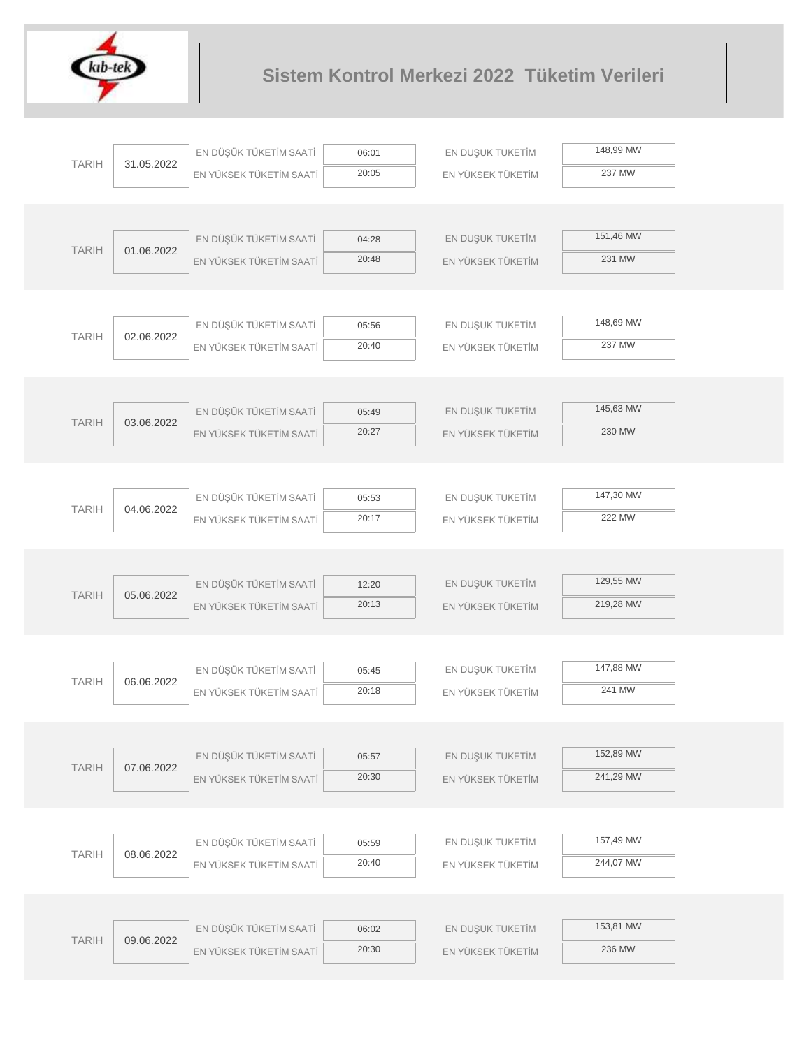# Sistem Kontrol Merkezi 2022 Tüketim Verileri

| TARIH | | | | | |
|---|---|---|---|---|---|
| TARIH | 31.05.2022 | EN DÜŞÜK TÜKETİM SAATİ | 06:01 | EN DUŞUK TUKETİM | 148,99 MW |
| | | EN YÜKSEK TÜKETİM SAATİ | 20:05 | EN YÜKSEK TÜKETİM | 237 MW |
| TARIH | 01.06.2022 | EN DÜŞÜK TÜKETİM SAATİ | 04:28 | EN DUŞUK TUKETİM | 151,46 MW |
| | | EN YÜKSEK TÜKETİM SAATİ | 20:48 | EN YÜKSEK TÜKETİM | 231 MW |
| TARIH | 02.06.2022 | EN DÜŞÜK TÜKETİM SAATİ | 05:56 | EN DUŞUK TUKETİM | 148,69 MW |
| | | EN YÜKSEK TÜKETİM SAATİ | 20:40 | EN YÜKSEK TÜKETİM | 237 MW |
| TARIH | 03.06.2022 | EN DÜŞÜK TÜKETİM SAATİ | 05:49 | EN DUŞUK TUKETİM | 145,63 MW |
| | | EN YÜKSEK TÜKETİM SAATİ | 20:27 | EN YÜKSEK TÜKETİM | 230 MW |
| TARIH | 04.06.2022 | EN DÜŞÜK TÜKETİM SAATİ | 05:53 | EN DUŞUK TUKETİM | 147,30 MW |
| | | EN YÜKSEK TÜKETİM SAATİ | 20:17 | EN YÜKSEK TÜKETİM | 222 MW |
| TARIH | 05.06.2022 | EN DÜŞÜK TÜKETİM SAATİ | 12:20 | EN DUŞUK TUKETİM | 129,55 MW |
| | | EN YÜKSEK TÜKETİM SAATİ | 20:13 | EN YÜKSEK TÜKETİM | 219,28 MW |
| TARIH | 06.06.2022 | EN DÜŞÜK TÜKETİM SAATİ | 05:45 | EN DUŞUK TUKETİM | 147,88 MW |
| | | EN YÜKSEK TÜKETİM SAATİ | 20:18 | EN YÜKSEK TÜKETİM | 241 MW |
| TARIH | 07.06.2022 | EN DÜŞÜK TÜKETİM SAATİ | 05:57 | EN DUŞUK TUKETİM | 152,89 MW |
| | | EN YÜKSEK TÜKETİM SAATİ | 20:30 | EN YÜKSEK TÜKETİM | 241,29 MW |
| TARIH | 08.06.2022 | EN DÜŞÜK TÜKETİM SAATİ | 05:59 | EN DUŞUK TUKETİM | 157,49 MW |
| | | EN YÜKSEK TÜKETİM SAATİ | 20:40 | EN YÜKSEK TÜKETİM | 244,07 MW |
| TARIH | 09.06.2022 | EN DÜŞÜK TÜKETİM SAATİ | 06:02 | EN DUŞUK TUKETİM | 153,81 MW |
| | | EN YÜKSEK TÜKETİM SAATİ | 20:30 | EN YÜKSEK TÜKETİM | 236 MW |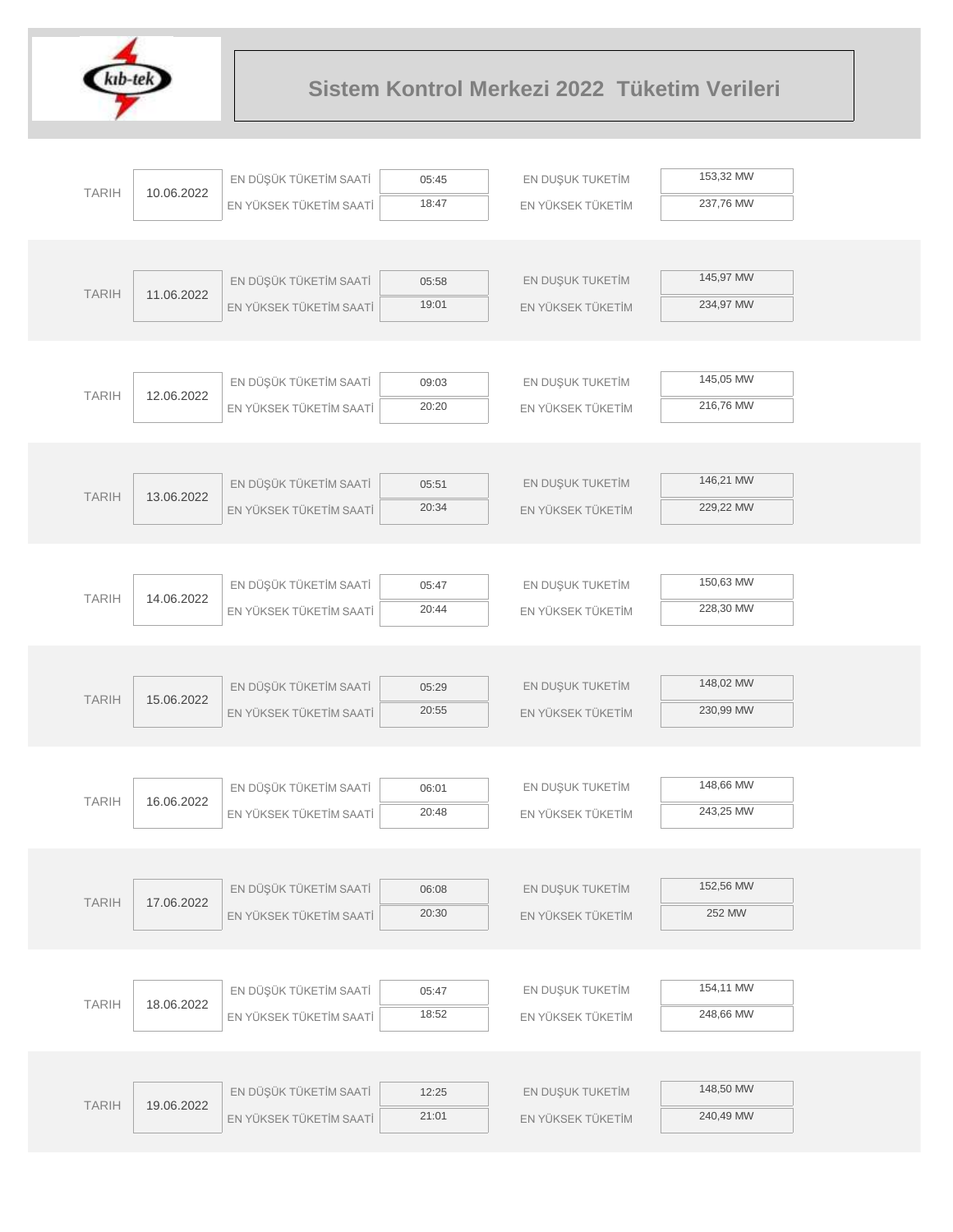# Sistem Kontrol Merkezi 2022 Tüketim Verileri

| TARIH | | | | | |
|---|---|---|---|---|---|
| TARIH | 10.06.2022 | EN DÜŞÜK TÜKETİM SAATİ | 05:45 | EN DUŞUK TUKETİM | 153,32 MW |
| | | EN YÜKSEK TÜKETİM SAATİ | 18:47 | EN YÜKSEK TÜKETİM | 237,76 MW |
| TARIH | 11.06.2022 | EN DÜŞÜK TÜKETİM SAATİ | 05:58 | EN DUŞUK TUKETİM | 145,97 MW |
| | | EN YÜKSEK TÜKETİM SAATİ | 19:01 | EN YÜKSEK TÜKETİM | 234,97 MW |
| TARIH | 12.06.2022 | EN DÜŞÜK TÜKETİM SAATİ | 09:03 | EN DUŞUK TUKETİM | 145,05 MW |
| | | EN YÜKSEK TÜKETİM SAATİ | 20:20 | EN YÜKSEK TÜKETİM | 216,76 MW |
| TARIH | 13.06.2022 | EN DÜŞÜK TÜKETİM SAATİ | 05:51 | EN DUŞUK TUKETİM | 146,21 MW |
| | | EN YÜKSEK TÜKETİM SAATİ | 20:34 | EN YÜKSEK TÜKETİM | 229,22 MW |
| TARIH | 14.06.2022 | EN DÜŞÜK TÜKETİM SAATİ | 05:47 | EN DUŞUK TUKETİM | 150,63 MW |
| | | EN YÜKSEK TÜKETİM SAATİ | 20:44 | EN YÜKSEK TÜKETİM | 228,30 MW |
| TARIH | 15.06.2022 | EN DÜŞÜK TÜKETİM SAATİ | 05:29 | EN DUŞUK TUKETİM | 148,02 MW |
| | | EN YÜKSEK TÜKETİM SAATİ | 20:55 | EN YÜKSEK TÜKETİM | 230,99 MW |
| TARIH | 16.06.2022 | EN DÜŞÜK TÜKETİM SAATİ | 06:01 | EN DUŞUK TUKETİM | 148,66 MW |
| | | EN YÜKSEK TÜKETİM SAATİ | 20:48 | EN YÜKSEK TÜKETİM | 243,25 MW |
| TARIH | 17.06.2022 | EN DÜŞÜK TÜKETİM SAATİ | 06:08 | EN DUŞUK TUKETİM | 152,56 MW |
| | | EN YÜKSEK TÜKETİM SAATİ | 20:30 | EN YÜKSEK TÜKETİM | 252 MW |
| TARIH | 18.06.2022 | EN DÜŞÜK TÜKETİM SAATİ | 05:47 | EN DUŞUK TUKETİM | 154,11 MW |
| | | EN YÜKSEK TÜKETİM SAATİ | 18:52 | EN YÜKSEK TÜKETİM | 248,66 MW |
| TARIH | 19.06.2022 | EN DÜŞÜK TÜKETİM SAATİ | 12:25 | EN DUŞUK TUKETİM | 148,50 MW |
| | | EN YÜKSEK TÜKETİM SAATİ | 21:01 | EN YÜKSEK TÜKETİM | 240,49 MW |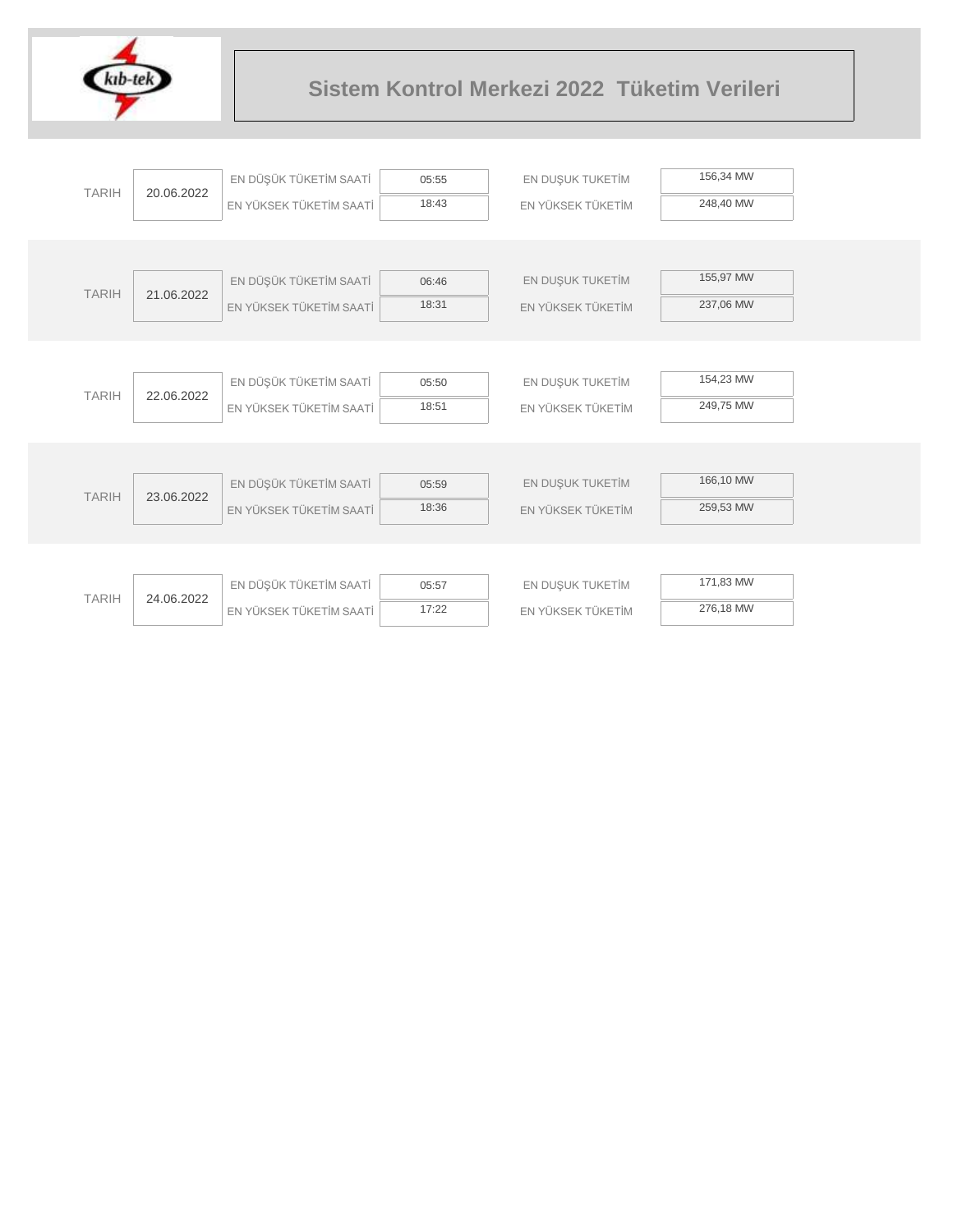# Sistem Kontrol Merkezi 2022  Tüketim Verileri

| | | | | | |
|---|---|---|---|---|---|
| TARIH | 20.06.2022 | EN DÜŞÜK TÜKETİM SAATİ | 05:55 | EN DUŞUK TUKETİM | 156,34 MW |
| | | EN YÜKSEK TÜKETİM SAATİ | 18:43 | EN YÜKSEK TÜKETİM | 248,40 MW |
| TARIH | 21.06.2022 | EN DÜŞÜK TÜKETİM SAATİ | 06:46 | EN DUŞUK TUKETİM | 155,97 MW |
| | | EN YÜKSEK TÜKETİM SAATİ | 18:31 | EN YÜKSEK TÜKETİM | 237,06 MW |
| TARIH | 22.06.2022 | EN DÜŞÜK TÜKETİM SAATİ | 05:50 | EN DUŞUK TUKETİM | 154,23 MW |
| | | EN YÜKSEK TÜKETİM SAATİ | 18:51 | EN YÜKSEK TÜKETİM | 249,75 MW |
| TARIH | 23.06.2022 | EN DÜŞÜK TÜKETİM SAATİ | 05:59 | EN DUŞUK TUKETİM | 166,10 MW |
| | | EN YÜKSEK TÜKETİM SAATİ | 18:36 | EN YÜKSEK TÜKETİM | 259,53 MW |
| TARIH | 24.06.2022 | EN DÜŞÜK TÜKETİM SAATİ | 05:57 | EN DUŞUK TUKETİM | 171,83 MW |
| | | EN YÜKSEK TÜKETİM SAATİ | 17:22 | EN YÜKSEK TÜKETİM | 276,18 MW |